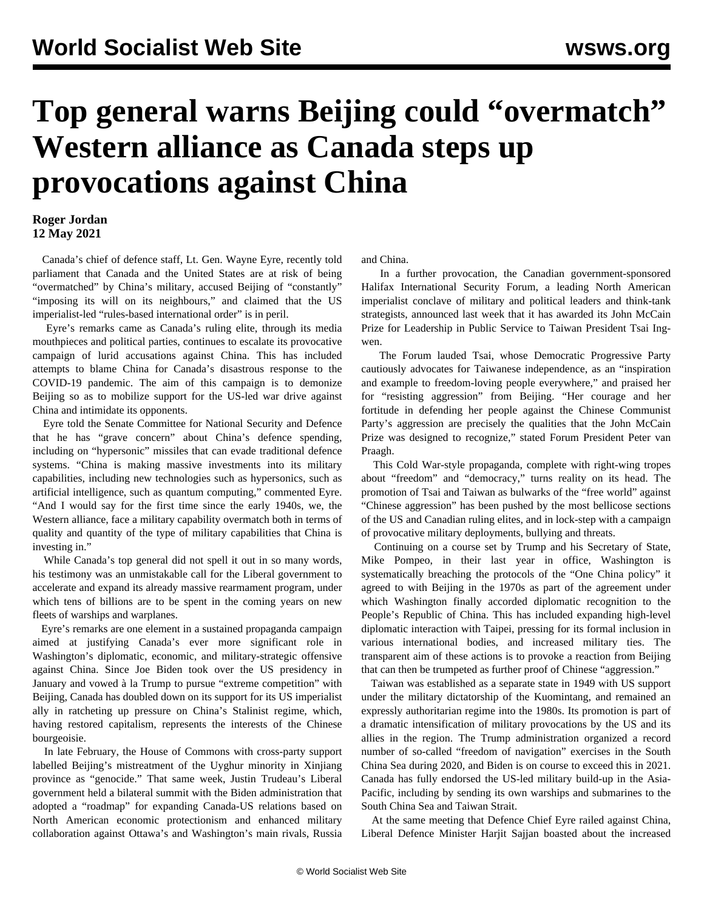# Top general warns Beijing could "overmatch" Western alliance as Canada steps up provocations against China

**Roger Jordan**
**12 May 2021**

Canada's chief of defence staff, Lt. Gen. Wayne Eyre, recently told parliament that Canada and the United States are at risk of being "overmatched" by China's military, accused Beijing of "constantly" "imposing its will on its neighbours," and claimed that the US imperialist-led "rules-based international order" is in peril.

Eyre's remarks came as Canada's ruling elite, through its media mouthpieces and political parties, continues to escalate its provocative campaign of lurid accusations against China. This has included attempts to blame China for Canada's disastrous response to the COVID-19 pandemic. The aim of this campaign is to demonize Beijing so as to mobilize support for the US-led war drive against China and intimidate its opponents.

Eyre told the Senate Committee for National Security and Defence that he has "grave concern" about China's defence spending, including on "hypersonic" missiles that can evade traditional defence systems. "China is making massive investments into its military capabilities, including new technologies such as hypersonics, such as artificial intelligence, such as quantum computing," commented Eyre. "And I would say for the first time since the early 1940s, we, the Western alliance, face a military capability overmatch both in terms of quality and quantity of the type of military capabilities that China is investing in."

While Canada's top general did not spell it out in so many words, his testimony was an unmistakable call for the Liberal government to accelerate and expand its already massive rearmament program, under which tens of billions are to be spent in the coming years on new fleets of warships and warplanes.

Eyre's remarks are one element in a sustained propaganda campaign aimed at justifying Canada's ever more significant role in Washington's diplomatic, economic, and military-strategic offensive against China. Since Joe Biden took over the US presidency in January and vowed à la Trump to pursue "extreme competition" with Beijing, Canada has doubled down on its support for its US imperialist ally in ratcheting up pressure on China's Stalinist regime, which, having restored capitalism, represents the interests of the Chinese bourgeoisie.

In late February, the House of Commons with cross-party support labelled Beijing's mistreatment of the Uyghur minority in Xinjiang province as "genocide." That same week, Justin Trudeau's Liberal government held a bilateral summit with the Biden administration that adopted a "roadmap" for expanding Canada-US relations based on North American economic protectionism and enhanced military collaboration against Ottawa's and Washington's main rivals, Russia and China.

In a further provocation, the Canadian government-sponsored Halifax International Security Forum, a leading North American imperialist conclave of military and political leaders and think-tank strategists, announced last week that it has awarded its John McCain Prize for Leadership in Public Service to Taiwan President Tsai Ing-wen.

The Forum lauded Tsai, whose Democratic Progressive Party cautiously advocates for Taiwanese independence, as an "inspiration and example to freedom-loving people everywhere," and praised her for "resisting aggression" from Beijing. "Her courage and her fortitude in defending her people against the Chinese Communist Party's aggression are precisely the qualities that the John McCain Prize was designed to recognize," stated Forum President Peter van Praagh.

This Cold War-style propaganda, complete with right-wing tropes about "freedom" and "democracy," turns reality on its head. The promotion of Tsai and Taiwan as bulwarks of the "free world" against "Chinese aggression" has been pushed by the most bellicose sections of the US and Canadian ruling elites, and in lock-step with a campaign of provocative military deployments, bullying and threats.

Continuing on a course set by Trump and his Secretary of State, Mike Pompeo, in their last year in office, Washington is systematically breaching the protocols of the "One China policy" it agreed to with Beijing in the 1970s as part of the agreement under which Washington finally accorded diplomatic recognition to the People's Republic of China. This has included expanding high-level diplomatic interaction with Taipei, pressing for its formal inclusion in various international bodies, and increased military ties. The transparent aim of these actions is to provoke a reaction from Beijing that can then be trumpeted as further proof of Chinese "aggression."

Taiwan was established as a separate state in 1949 with US support under the military dictatorship of the Kuomintang, and remained an expressly authoritarian regime into the 1980s. Its promotion is part of a dramatic intensification of military provocations by the US and its allies in the region. The Trump administration organized a record number of so-called "freedom of navigation" exercises in the South China Sea during 2020, and Biden is on course to exceed this in 2021. Canada has fully endorsed the US-led military build-up in the Asia-Pacific, including by sending its own warships and submarines to the South China Sea and Taiwan Strait.

At the same meeting that Defence Chief Eyre railed against China, Liberal Defence Minister Harjit Sajjan boasted about the increased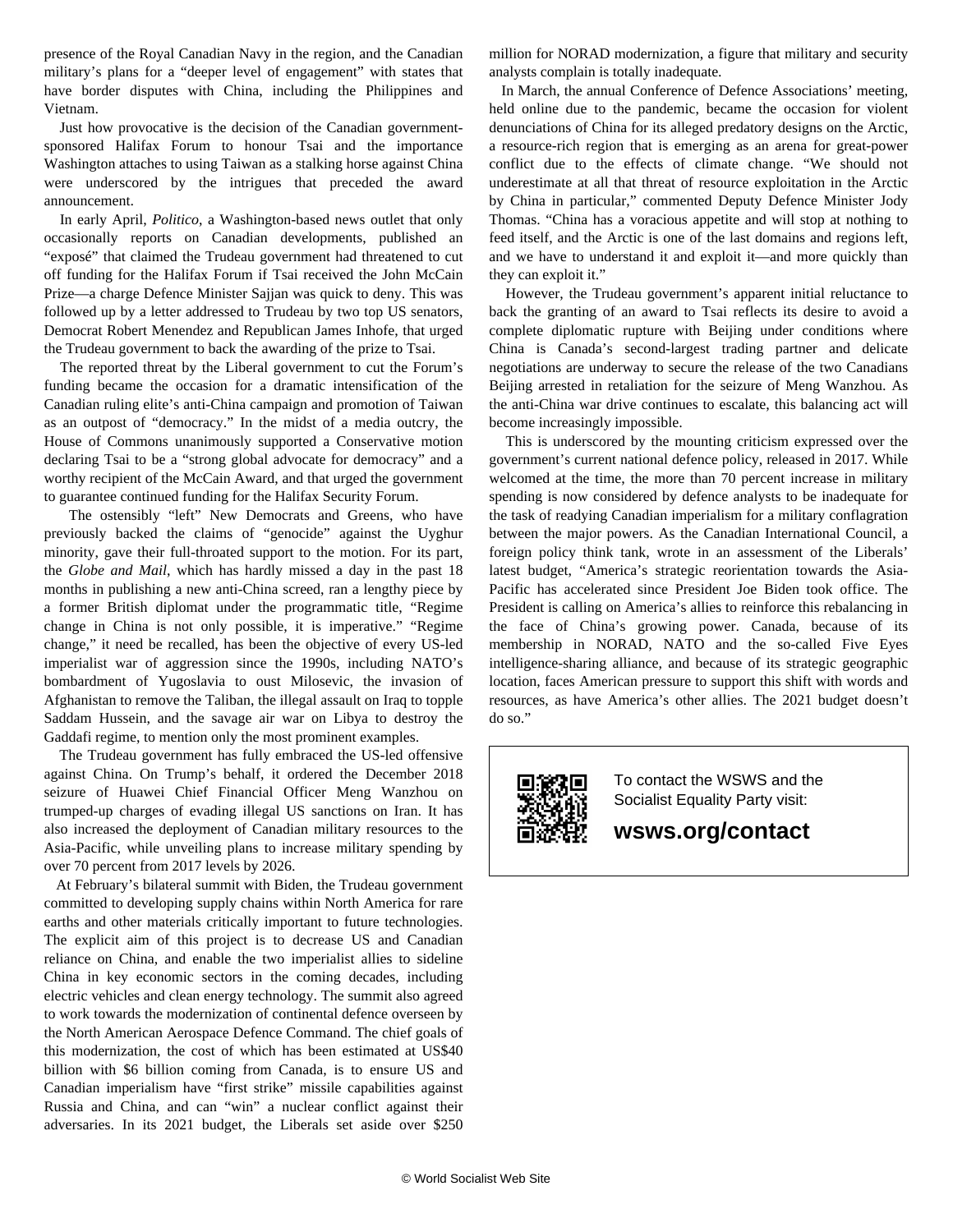presence of the Royal Canadian Navy in the region, and the Canadian military's plans for a "deeper level of engagement" with states that have border disputes with China, including the Philippines and Vietnam.

Just how provocative is the decision of the Canadian government-sponsored Halifax Forum to honour Tsai and the importance Washington attaches to using Taiwan as a stalking horse against China were underscored by the intrigues that preceded the award announcement.

In early April, *Politico*, a Washington-based news outlet that only occasionally reports on Canadian developments, published an "exposé" that claimed the Trudeau government had threatened to cut off funding for the Halifax Forum if Tsai received the John McCain Prize—a charge Defence Minister Sajjan was quick to deny. This was followed up by a letter addressed to Trudeau by two top US senators, Democrat Robert Menendez and Republican James Inhofe, that urged the Trudeau government to back the awarding of the prize to Tsai.

The reported threat by the Liberal government to cut the Forum's funding became the occasion for a dramatic intensification of the Canadian ruling elite's anti-China campaign and promotion of Taiwan as an outpost of "democracy." In the midst of a media outcry, the House of Commons unanimously supported a Conservative motion declaring Tsai to be a "strong global advocate for democracy" and a worthy recipient of the McCain Award, and that urged the government to guarantee continued funding for the Halifax Security Forum.

The ostensibly "left" New Democrats and Greens, who have previously backed the claims of "genocide" against the Uyghur minority, gave their full-throated support to the motion. For its part, the *Globe and Mail*, which has hardly missed a day in the past 18 months in publishing a new anti-China screed, ran a lengthy piece by a former British diplomat under the programmatic title, "Regime change in China is not only possible, it is imperative." "Regime change," it need be recalled, has been the objective of every US-led imperialist war of aggression since the 1990s, including NATO's bombardment of Yugoslavia to oust Milosevic, the invasion of Afghanistan to remove the Taliban, the illegal assault on Iraq to topple Saddam Hussein, and the savage air war on Libya to destroy the Gaddafi regime, to mention only the most prominent examples.

The Trudeau government has fully embraced the US-led offensive against China. On Trump's behalf, it ordered the December 2018 seizure of Huawei Chief Financial Officer Meng Wanzhou on trumped-up charges of evading illegal US sanctions on Iran. It has also increased the deployment of Canadian military resources to the Asia-Pacific, while unveiling plans to increase military spending by over 70 percent from 2017 levels by 2026.

At February's bilateral summit with Biden, the Trudeau government committed to developing supply chains within North America for rare earths and other materials critically important to future technologies. The explicit aim of this project is to decrease US and Canadian reliance on China, and enable the two imperialist allies to sideline China in key economic sectors in the coming decades, including electric vehicles and clean energy technology. The summit also agreed to work towards the modernization of continental defence overseen by the North American Aerospace Defence Command. The chief goals of this modernization, the cost of which has been estimated at US$40 billion with $6 billion coming from Canada, is to ensure US and Canadian imperialism have "first strike" missile capabilities against Russia and China, and can "win" a nuclear conflict against their adversaries. In its 2021 budget, the Liberals set aside over $250 million for NORAD modernization, a figure that military and security analysts complain is totally inadequate.

In March, the annual Conference of Defence Associations' meeting, held online due to the pandemic, became the occasion for violent denunciations of China for its alleged predatory designs on the Arctic, a resource-rich region that is emerging as an arena for great-power conflict due to the effects of climate change. "We should not underestimate at all that threat of resource exploitation in the Arctic by China in particular," commented Deputy Defence Minister Jody Thomas. "China has a voracious appetite and will stop at nothing to feed itself, and the Arctic is one of the last domains and regions left, and we have to understand it and exploit it—and more quickly than they can exploit it."

However, the Trudeau government's apparent initial reluctance to back the granting of an award to Tsai reflects its desire to avoid a complete diplomatic rupture with Beijing under conditions where China is Canada's second-largest trading partner and delicate negotiations are underway to secure the release of the two Canadians Beijing arrested in retaliation for the seizure of Meng Wanzhou. As the anti-China war drive continues to escalate, this balancing act will become increasingly impossible.

This is underscored by the mounting criticism expressed over the government's current national defence policy, released in 2017. While welcomed at the time, the more than 70 percent increase in military spending is now considered by defence analysts to be inadequate for the task of readying Canadian imperialism for a military conflagration between the major powers. As the Canadian International Council, a foreign policy think tank, wrote in an assessment of the Liberals' latest budget, "America's strategic reorientation towards the Asia-Pacific has accelerated since President Joe Biden took office. The President is calling on America's allies to reinforce this rebalancing in the face of China's growing power. Canada, because of its membership in NORAD, NATO and the so-called Five Eyes intelligence-sharing alliance, and because of its strategic geographic location, faces American pressure to support this shift with words and resources, as have America's other allies. The 2021 budget doesn't do so."

To contact the WSWS and the Socialist Equality Party visit:

**wsws.org/contact**